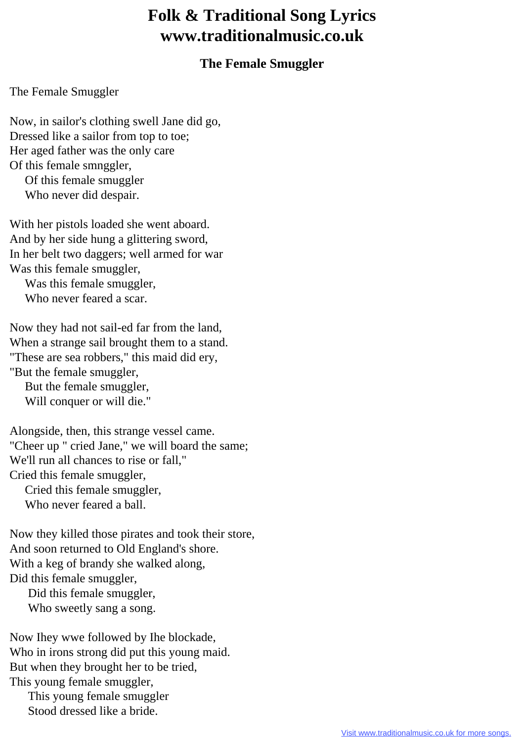# Folk & Traditional Song Lyrics
# www.traditionalmusic.co.uk

### The Female Smuggler

The Female Smuggler

Now, in sailor's clothing swell Jane did go,
Dressed like a sailor from top to toe;
Her aged father was the only care
Of this female smnggler,
   Of this female smuggler
   Who never did despair.

With her pistols loaded she went aboard.
And by her side hung a glittering sword,
In her belt two daggers; well armed for war
Was this female smuggler,
   Was this female smuggler,
   Who never feared a scar.

Now they had not sail-ed far from the land,
When a strange sail brought them to a stand.
"These are sea robbers," this maid did ery,
"But the female smuggler,
   But the female smuggler,
   Will conquer or will die."

Alongside, then, this strange vessel came.
"Cheer up " cried Jane," we will board the same;
We'll run all chances to rise or fall,"
Cried this female smuggler,
   Cried this female smuggler,
   Who never feared a ball.

Now they killed those pirates and took their store,
And soon returned to Old England's shore.
With a keg of brandy she walked along,
Did this female smuggler,
   Did this female smuggler,
   Who sweetly sang a song.

Now Ihey wwe followed by Ihe blockade,
Who in irons strong did put this young maid.
But when they brought her to be tried,
This young female smuggler,
   This young female smuggler
   Stood dressed like a bride.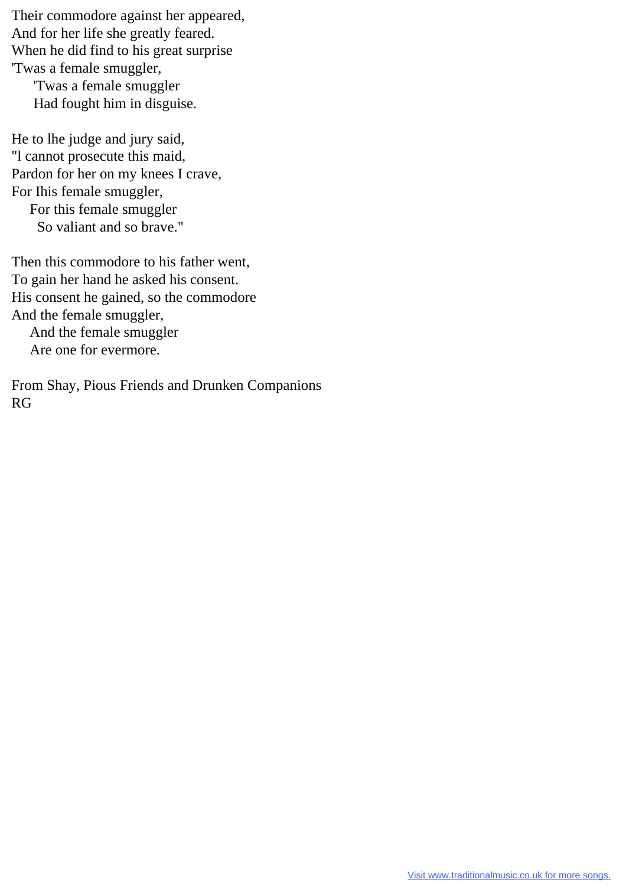Their commodore against her appeared,
And for her life she greatly feared.
When he did find to his great surprise
'Twas a female smuggler,
'Twas a female smuggler
Had fought him in disguise.

He to lhe judge and jury said,
"l cannot prosecute this maid,
Pardon for her on my knees I crave,
For Ihis female smuggler,
For this female smuggler
So valiant and so brave."

Then this commodore to his father went,
To gain her hand he asked his consent.
His consent he gained, so the commodore
And the female smuggler,
And the female smuggler
Are one for evermore.

From Shay, Pious Friends and Drunken Companions
RG